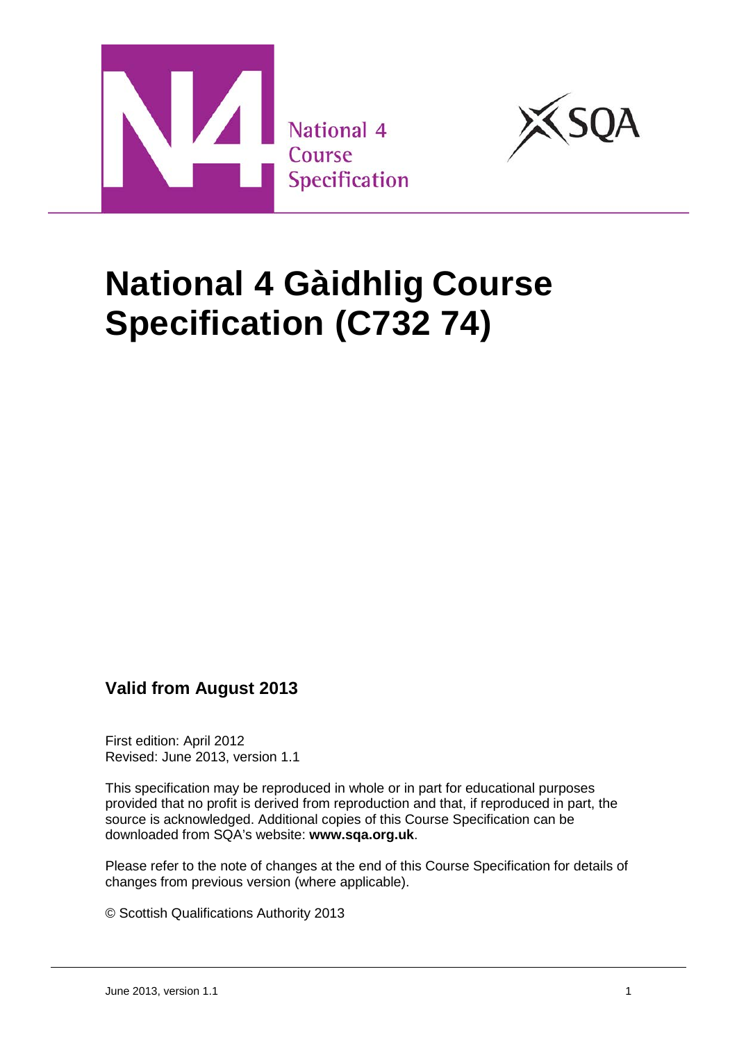National 4 Course Specification

# National 4 Gàidhlig Course Specification (C732 74)

### Valid from August 2013

First edition: April 2012
Revised: June 2013, version 1.1

This specification may be reproduced in whole or in part for educational purposes provided that no profit is derived from reproduction and that, if reproduced in part, the source is acknowledged. Additional copies of this Course Specification can be downloaded from SQA's website: **www.sqa.org.uk**.

Please refer to the note of changes at the end of this Course Specification for details of changes from previous version (where applicable).

© Scottish Qualifications Authority 2013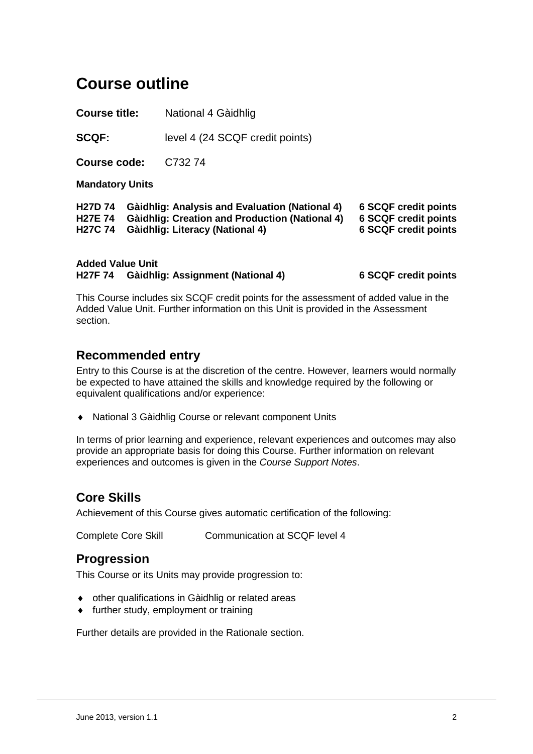# Course outline

**Course title:** National 4 Gàidhlig

**SCQF:** level 4 (24 SCQF credit points)

**Course code:** C732 74

**Mandatory Units**

| | | |
|---|---|---|
| **H27D 74** | **Gàidhlig: Analysis and Evaluation (National 4)** | **6 SCQF credit points** |
| **H27E 74** | **Gàidhlig: Creation and Production (National 4)** | **6 SCQF credit points** |
| **H27C 74** | **Gàidhlig: Literacy (National 4)** | **6 SCQF credit points** |

**Added Value Unit**

| | | |
|---|---|---|
| **H27F 74** | **Gàidhlig: Assignment (National 4)** | **6 SCQF credit points** |

This Course includes six SCQF credit points for the assessment of added value in the Added Value Unit. Further information on this Unit is provided in the Assessment section.

## Recommended entry

Entry to this Course is at the discretion of the centre. However, learners would normally be expected to have attained the skills and knowledge required by the following or equivalent qualifications and/or experience:

- National 3 Gàidhlig Course or relevant component Units

In terms of prior learning and experience, relevant experiences and outcomes may also provide an appropriate basis for doing this Course. Further information on relevant experiences and outcomes is given in the *Course Support Notes*.

## Core Skills

Achievement of this Course gives automatic certification of the following:

Complete Core Skill Communication at SCQF level 4

## Progression

This Course or its Units may provide progression to:

- other qualifications in Gàidhlig or related areas
- further study, employment or training

Further details are provided in the Rationale section.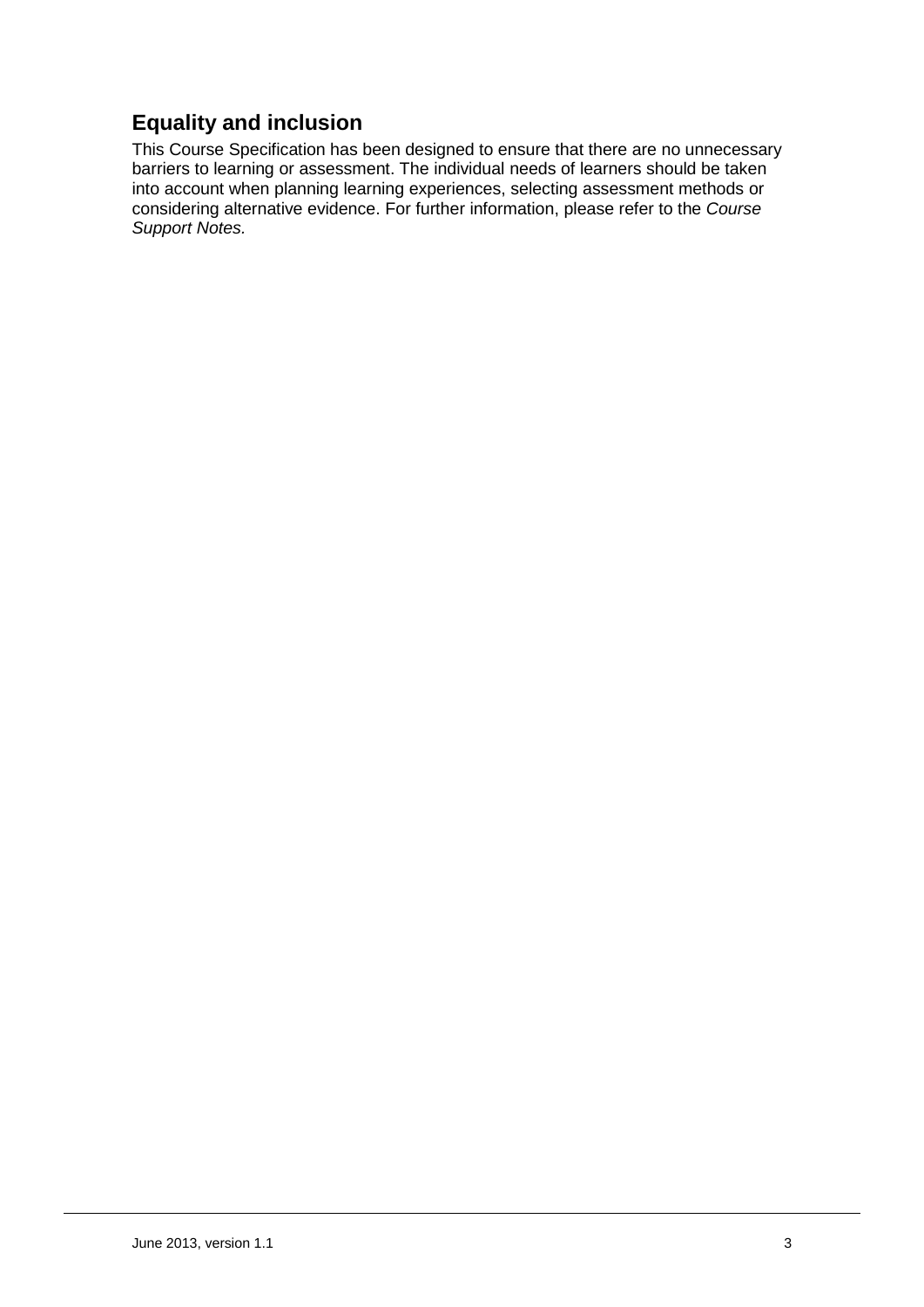## Equality and inclusion

This Course Specification has been designed to ensure that there are no unnecessary barriers to learning or assessment. The individual needs of learners should be taken into account when planning learning experiences, selecting assessment methods or considering alternative evidence. For further information, please refer to the *Course Support Notes.*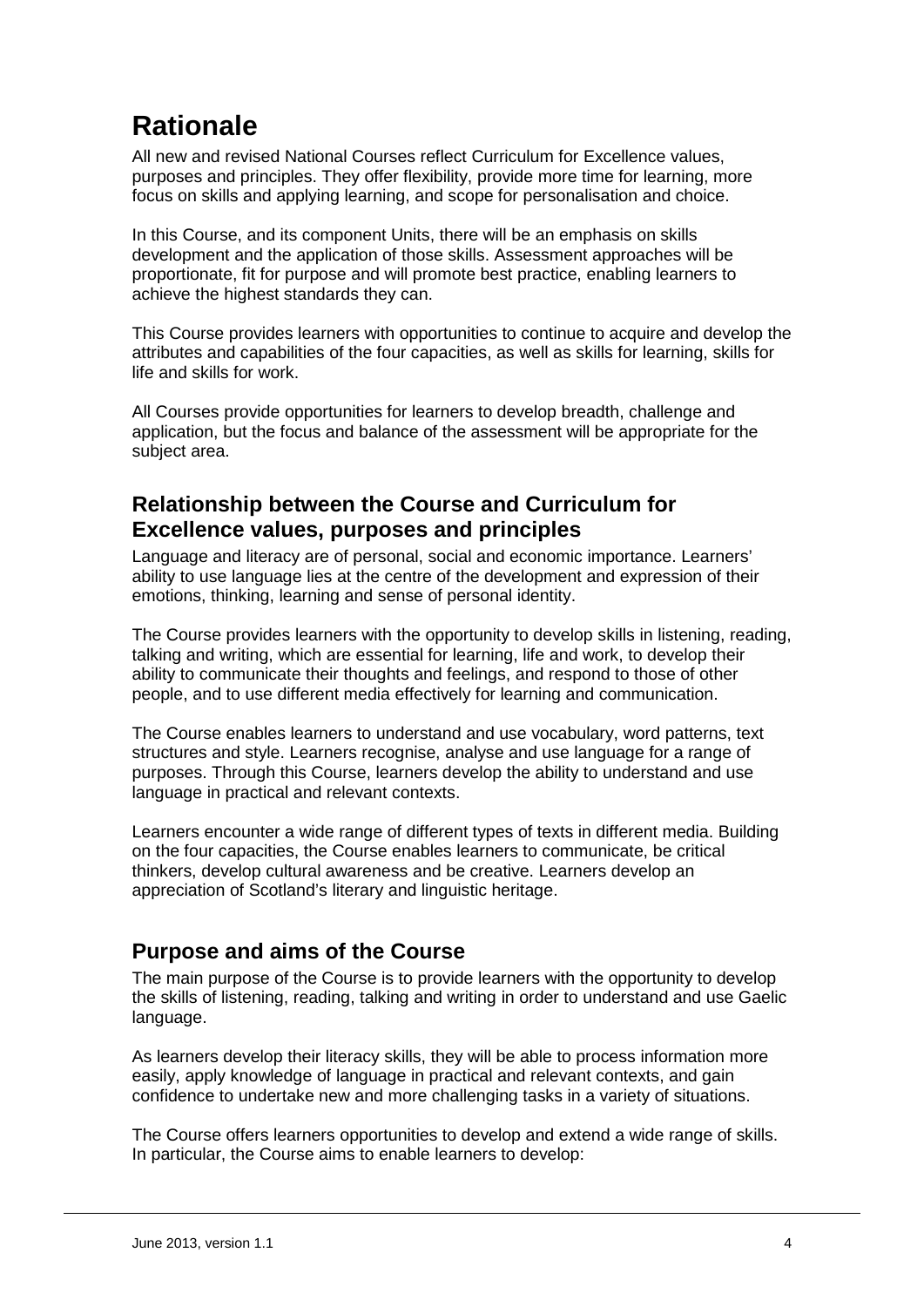# Rationale

All new and revised National Courses reflect Curriculum for Excellence values, purposes and principles. They offer flexibility, provide more time for learning, more focus on skills and applying learning, and scope for personalisation and choice.

In this Course, and its component Units, there will be an emphasis on skills development and the application of those skills. Assessment approaches will be proportionate, fit for purpose and will promote best practice, enabling learners to achieve the highest standards they can.

This Course provides learners with opportunities to continue to acquire and develop the attributes and capabilities of the four capacities, as well as skills for learning, skills for life and skills for work.

All Courses provide opportunities for learners to develop breadth, challenge and application, but the focus and balance of the assessment will be appropriate for the subject area.

## Relationship between the Course and Curriculum for Excellence values, purposes and principles

Language and literacy are of personal, social and economic importance. Learners' ability to use language lies at the centre of the development and expression of their emotions, thinking, learning and sense of personal identity.

The Course provides learners with the opportunity to develop skills in listening, reading, talking and writing, which are essential for learning, life and work, to develop their ability to communicate their thoughts and feelings, and respond to those of other people, and to use different media effectively for learning and communication.

The Course enables learners to understand and use vocabulary, word patterns, text structures and style. Learners recognise, analyse and use language for a range of purposes. Through this Course, learners develop the ability to understand and use language in practical and relevant contexts.

Learners encounter a wide range of different types of texts in different media. Building on the four capacities, the Course enables learners to communicate, be critical thinkers, develop cultural awareness and be creative. Learners develop an appreciation of Scotland's literary and linguistic heritage.

## Purpose and aims of the Course

The main purpose of the Course is to provide learners with the opportunity to develop the skills of listening, reading, talking and writing in order to understand and use Gaelic language.

As learners develop their literacy skills, they will be able to process information more easily, apply knowledge of language in practical and relevant contexts, and gain confidence to undertake new and more challenging tasks in a variety of situations.

The Course offers learners opportunities to develop and extend a wide range of skills. In particular, the Course aims to enable learners to develop: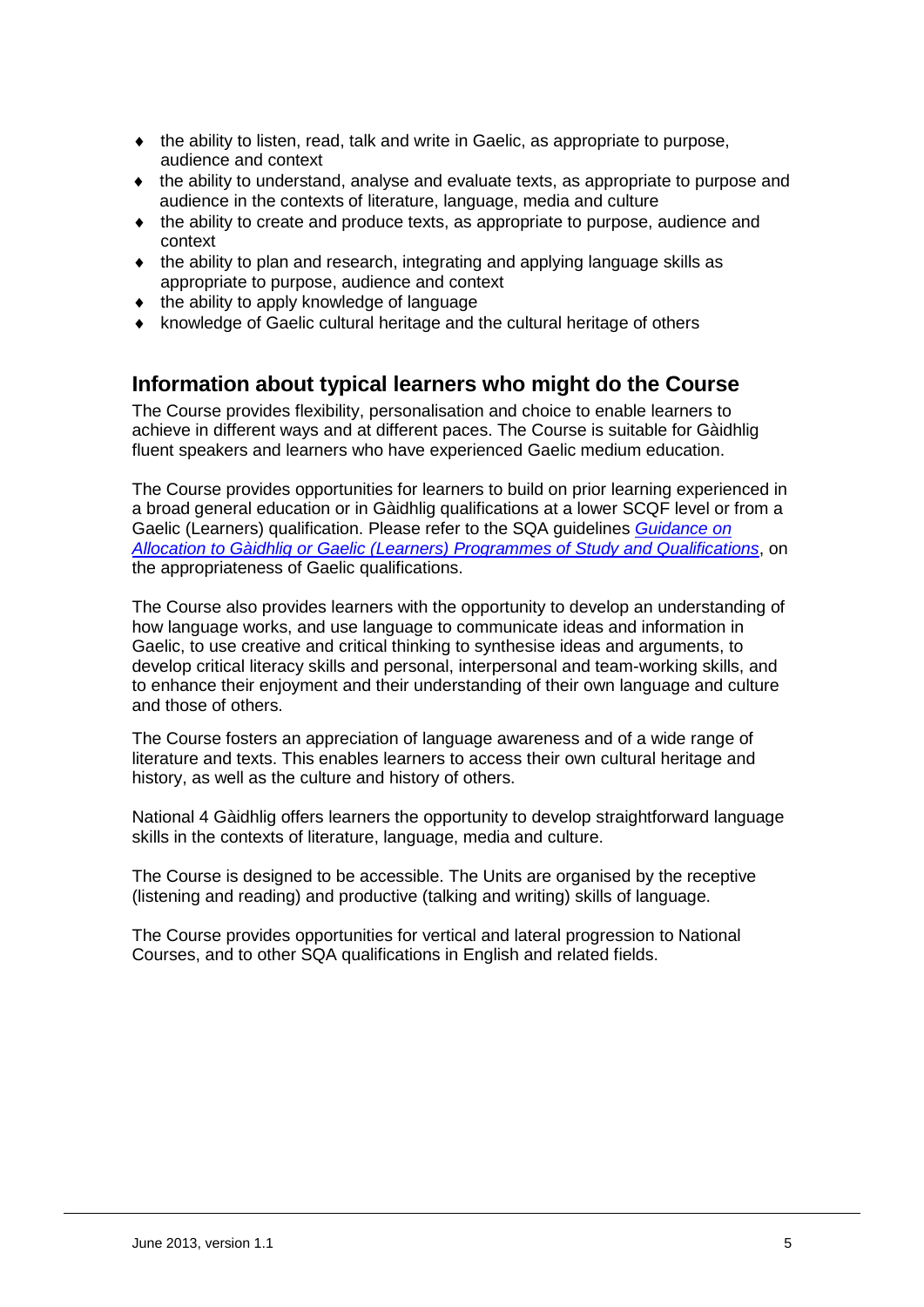- the ability to listen, read, talk and write in Gaelic, as appropriate to purpose, audience and context
- the ability to understand, analyse and evaluate texts, as appropriate to purpose and audience in the contexts of literature, language, media and culture
- the ability to create and produce texts, as appropriate to purpose, audience and context
- the ability to plan and research, integrating and applying language skills as appropriate to purpose, audience and context
- the ability to apply knowledge of language
- knowledge of Gaelic cultural heritage and the cultural heritage of others

## Information about typical learners who might do the Course

The Course provides flexibility, personalisation and choice to enable learners to achieve in different ways and at different paces. The Course is suitable for Gàidhlig fluent speakers and learners who have experienced Gaelic medium education.

The Course provides opportunities for learners to build on prior learning experienced in a broad general education or in Gàidhlig qualifications at a lower SCQF level or from a Gaelic (Learners) qualification. Please refer to the SQA guidelines *Guidance on Allocation to Gàidhlig or Gaelic (Learners) Programmes of Study and Qualifications*, on the appropriateness of Gaelic qualifications.

The Course also provides learners with the opportunity to develop an understanding of how language works, and use language to communicate ideas and information in Gaelic, to use creative and critical thinking to synthesise ideas and arguments, to develop critical literacy skills and personal, interpersonal and team-working skills, and to enhance their enjoyment and their understanding of their own language and culture and those of others.

The Course fosters an appreciation of language awareness and of a wide range of literature and texts. This enables learners to access their own cultural heritage and history, as well as the culture and history of others.

National 4 Gàidhlig offers learners the opportunity to develop straightforward language skills in the contexts of literature, language, media and culture.

The Course is designed to be accessible. The Units are organised by the receptive (listening and reading) and productive (talking and writing) skills of language.

The Course provides opportunities for vertical and lateral progression to National Courses, and to other SQA qualifications in English and related fields.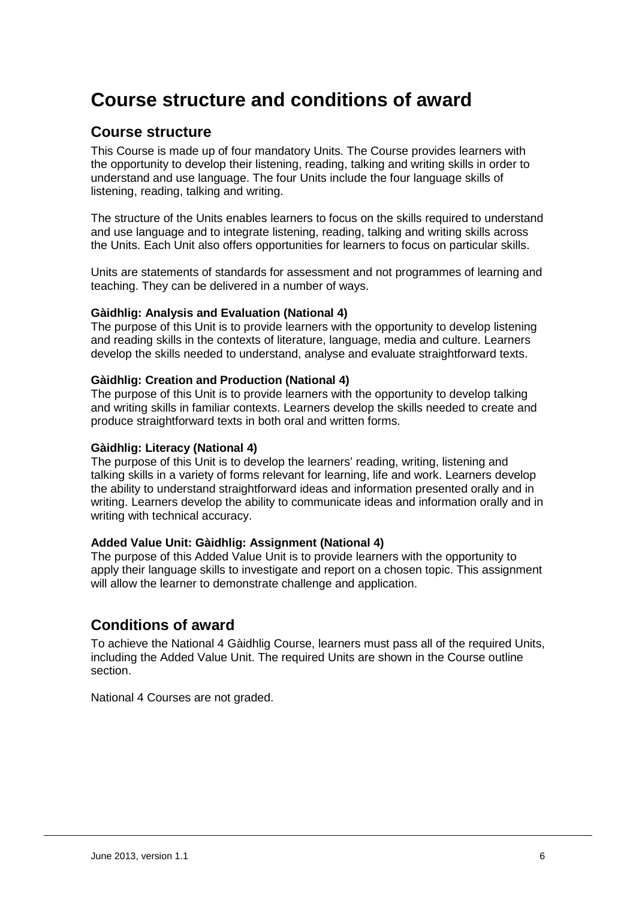# Course structure and conditions of award

## Course structure

This Course is made up of four mandatory Units. The Course provides learners with the opportunity to develop their listening, reading, talking and writing skills in order to understand and use language. The four Units include the four language skills of listening, reading, talking and writing.

The structure of the Units enables learners to focus on the skills required to understand and use language and to integrate listening, reading, talking and writing skills across the Units. Each Unit also offers opportunities for learners to focus on particular skills.

Units are statements of standards for assessment and not programmes of learning and teaching. They can be delivered in a number of ways.

**Gàidhlig: Analysis and Evaluation (National 4)**
The purpose of this Unit is to provide learners with the opportunity to develop listening and reading skills in the contexts of literature, language, media and culture. Learners develop the skills needed to understand, analyse and evaluate straightforward texts.

**Gàidhlig: Creation and Production (National 4)**
The purpose of this Unit is to provide learners with the opportunity to develop talking and writing skills in familiar contexts. Learners develop the skills needed to create and produce straightforward texts in both oral and written forms.

**Gàidhlig: Literacy (National 4)**
The purpose of this Unit is to develop the learners' reading, writing, listening and talking skills in a variety of forms relevant for learning, life and work. Learners develop the ability to understand straightforward ideas and information presented orally and in writing. Learners develop the ability to communicate ideas and information orally and in writing with technical accuracy.

**Added Value Unit: Gàidhlig: Assignment (National 4)**
The purpose of this Added Value Unit is to provide learners with the opportunity to apply their language skills to investigate and report on a chosen topic. This assignment will allow the learner to demonstrate challenge and application.

## Conditions of award

To achieve the National 4 Gàidhlig Course, learners must pass all of the required Units, including the Added Value Unit. The required Units are shown in the Course outline section.

National 4 Courses are not graded.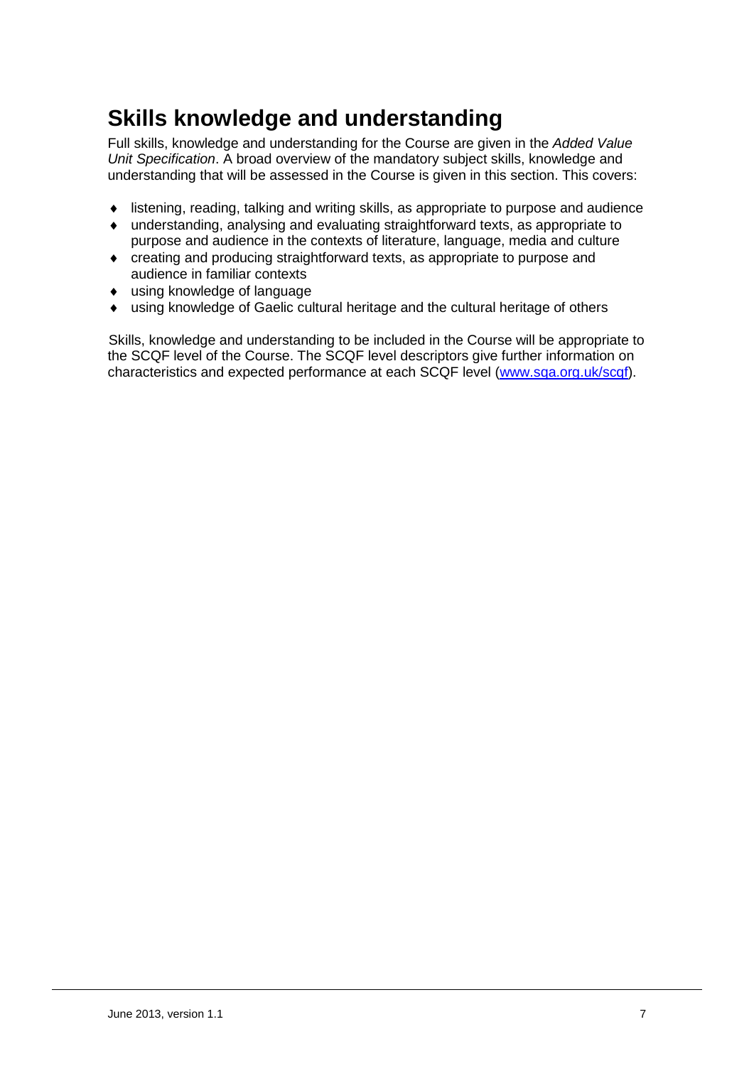# Skills knowledge and understanding

Full skills, knowledge and understanding for the Course are given in the *Added Value Unit Specification*. A broad overview of the mandatory subject skills, knowledge and understanding that will be assessed in the Course is given in this section. This covers:

- listening, reading, talking and writing skills, as appropriate to purpose and audience
- understanding, analysing and evaluating straightforward texts, as appropriate to purpose and audience in the contexts of literature, language, media and culture
- creating and producing straightforward texts, as appropriate to purpose and audience in familiar contexts
- using knowledge of language
- using knowledge of Gaelic cultural heritage and the cultural heritage of others

Skills, knowledge and understanding to be included in the Course will be appropriate to the SCQF level of the Course. The SCQF level descriptors give further information on characteristics and expected performance at each SCQF level ([www.sqa.org.uk/scqf](www.sqa.org.uk/scqf)).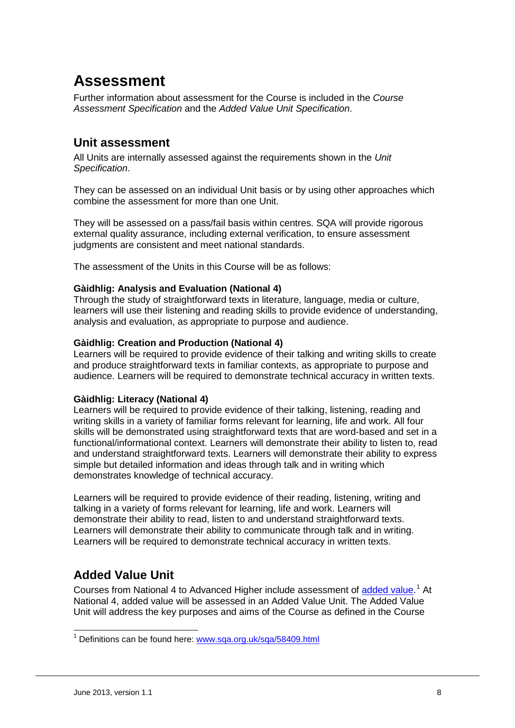# Assessment

Further information about assessment for the Course is included in the *Course Assessment Specification* and the *Added Value Unit Specification*.

## Unit assessment

All Units are internally assessed against the requirements shown in the *Unit Specification*.

They can be assessed on an individual Unit basis or by using other approaches which combine the assessment for more than one Unit.

They will be assessed on a pass/fail basis within centres. SQA will provide rigorous external quality assurance, including external verification, to ensure assessment judgments are consistent and meet national standards.

The assessment of the Units in this Course will be as follows:

**Gàidhlig: Analysis and Evaluation (National 4)**
Through the study of straightforward texts in literature, language, media or culture, learners will use their listening and reading skills to provide evidence of understanding, analysis and evaluation, as appropriate to purpose and audience.

**Gàidhlig: Creation and Production (National 4)**
Learners will be required to provide evidence of their talking and writing skills to create and produce straightforward texts in familiar contexts, as appropriate to purpose and audience. Learners will be required to demonstrate technical accuracy in written texts.

**Gàidhlig: Literacy (National 4)**
Learners will be required to provide evidence of their talking, listening, reading and writing skills in a variety of familiar forms relevant for learning, life and work. All four skills will be demonstrated using straightforward texts that are word-based and set in a functional/informational context. Learners will demonstrate their ability to listen to, read and understand straightforward texts. Learners will demonstrate their ability to express simple but detailed information and ideas through talk and in writing which demonstrates knowledge of technical accuracy.

Learners will be required to provide evidence of their reading, listening, writing and talking in a variety of forms relevant for learning, life and work. Learners will demonstrate their ability to read, listen to and understand straightforward texts. Learners will demonstrate their ability to communicate through talk and in writing. Learners will be required to demonstrate technical accuracy in written texts.

## Added Value Unit

Courses from National 4 to Advanced Higher include assessment of added value.[1] At National 4, added value will be assessed in an Added Value Unit. The Added Value Unit will address the key purposes and aims of the Course as defined in the Course

[1] Definitions can be found here: www.sqa.org.uk/sqa/58409.html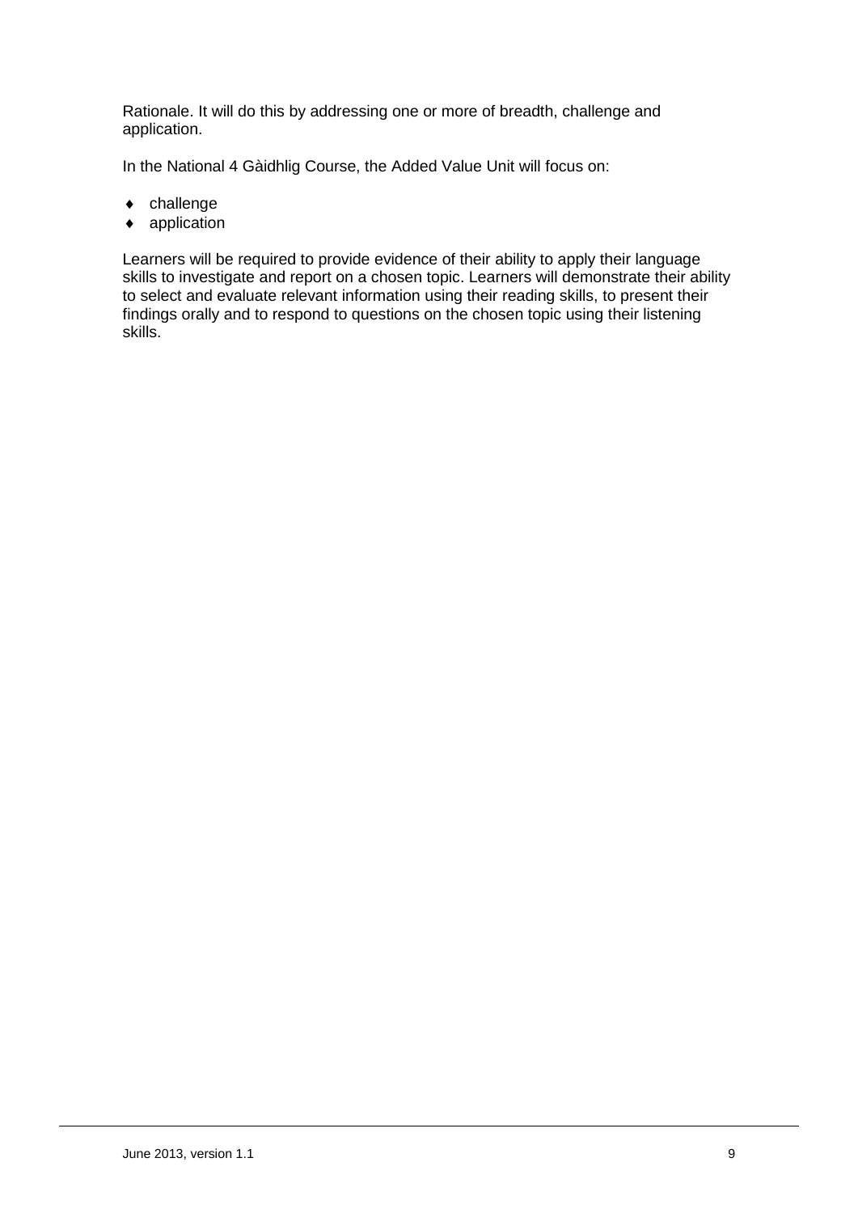Rationale. It will do this by addressing one or more of breadth, challenge and application.

In the National 4 Gàidhlig Course, the Added Value Unit will focus on:

- challenge
- application

Learners will be required to provide evidence of their ability to apply their language skills to investigate and report on a chosen topic. Learners will demonstrate their ability to select and evaluate relevant information using their reading skills, to present their findings orally and to respond to questions on the chosen topic using their listening skills.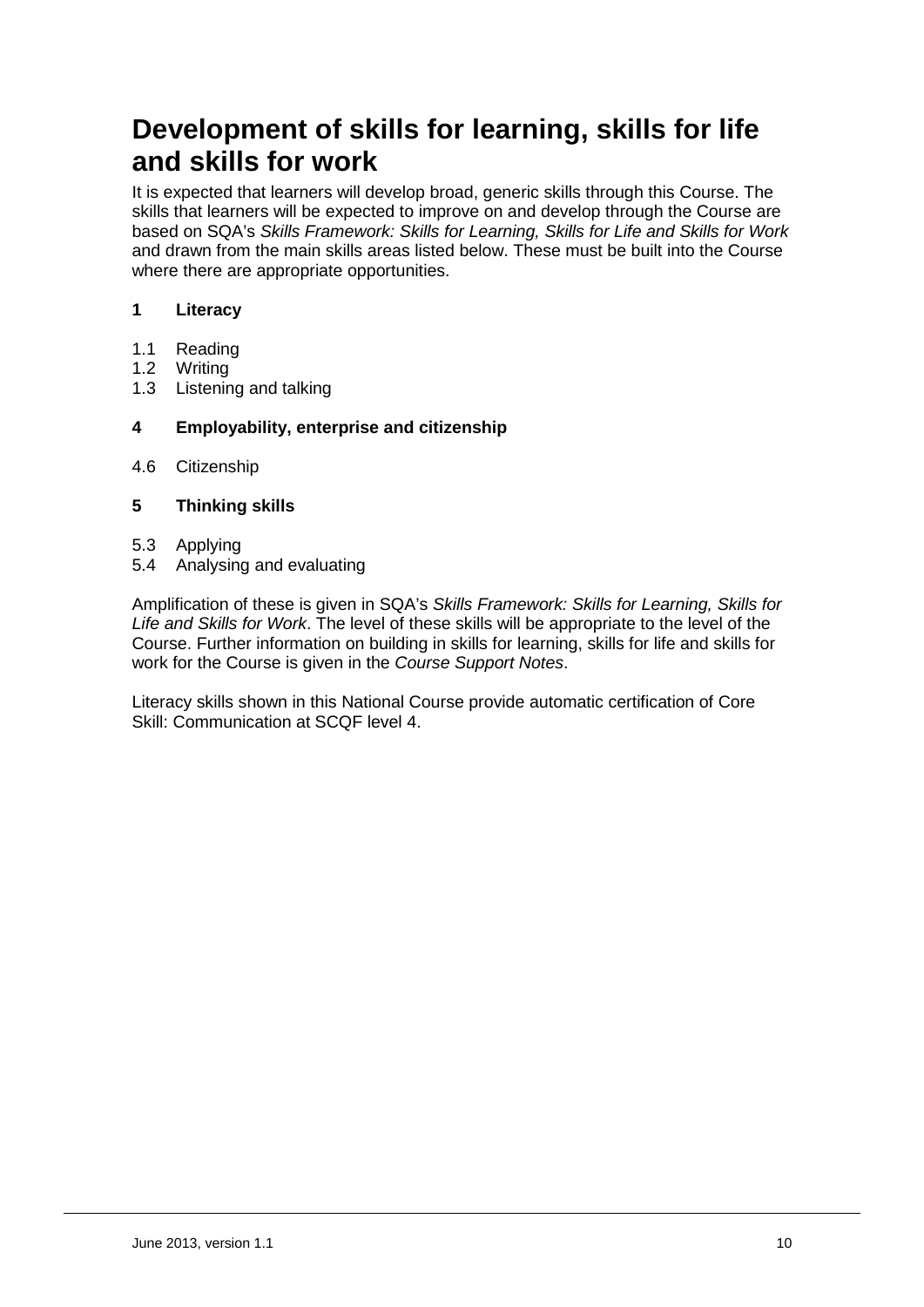# Development of skills for learning, skills for life and skills for work

It is expected that learners will develop broad, generic skills through this Course. The skills that learners will be expected to improve on and develop through the Course are based on SQA's *Skills Framework: Skills for Learning, Skills for Life and Skills for Work* and drawn from the main skills areas listed below. These must be built into the Course where there are appropriate opportunities.

**1 Literacy**

1.1 Reading
1.2 Writing
1.3 Listening and talking

**4 Employability, enterprise and citizenship**

4.6 Citizenship

**5 Thinking skills**

5.3 Applying
5.4 Analysing and evaluating

Amplification of these is given in SQA's *Skills Framework: Skills for Learning, Skills for Life and Skills for Work*. The level of these skills will be appropriate to the level of the Course. Further information on building in skills for learning, skills for life and skills for work for the Course is given in the *Course Support Notes*.

Literacy skills shown in this National Course provide automatic certification of Core Skill: Communication at SCQF level 4.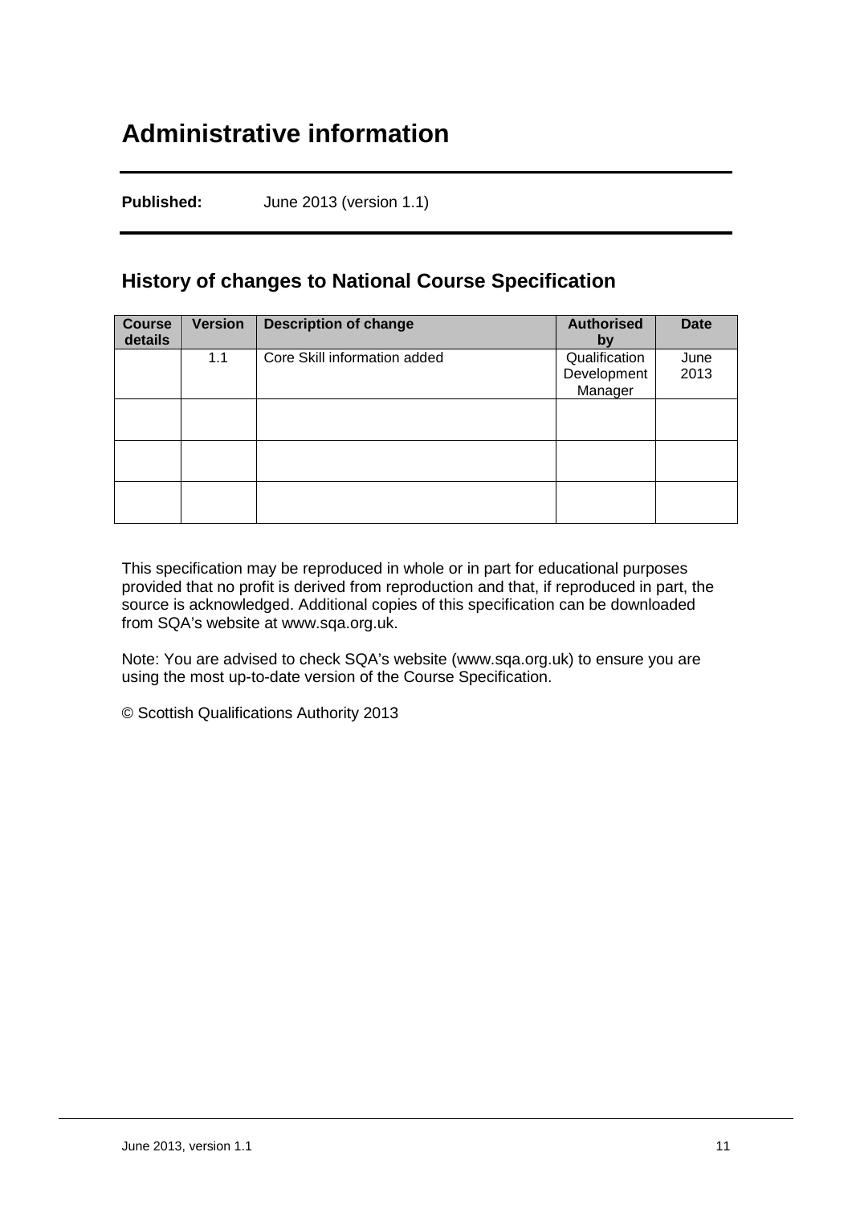# Administrative information

**Published:** June 2013 (version 1.1)

## History of changes to National Course Specification

| Course details | Version | Description of change | Authorised by | Date |
|---|---|---|---|---|
| | 1.1 | Core Skill information added | Qualification Development Manager | June 2013 |
| | | | | |
| | | | | |
| | | | | |

This specification may be reproduced in whole or in part for educational purposes provided that no profit is derived from reproduction and that, if reproduced in part, the source is acknowledged. Additional copies of this specification can be downloaded from SQA's website at www.sqa.org.uk.

Note: You are advised to check SQA's website (www.sqa.org.uk) to ensure you are using the most up-to-date version of the Course Specification.

© Scottish Qualifications Authority 2013